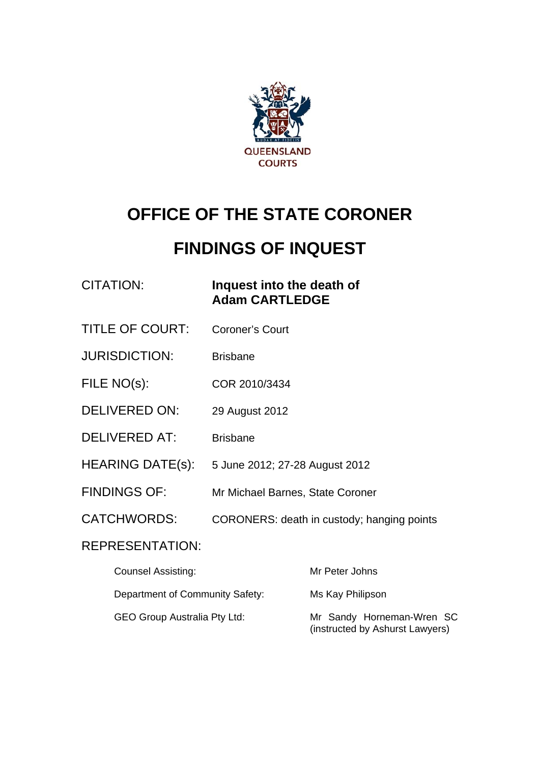QUEENSLAND COURTS

# OFFICE OF THE STATE CORONER

# FINDINGS OF INQUEST

| | |
|---|---|
| CITATION: | **Inquest into the death of Adam CARTLEDGE** |
| TITLE OF COURT: | Coroner's Court |
| JURISDICTION: | Brisbane |
| FILE NO(s): | COR 2010/3434 |
| DELIVERED ON: | 29 August 2012 |
| DELIVERED AT: | Brisbane |
| HEARING DATE(s): | 5 June 2012; 27-28 August 2012 |
| FINDINGS OF: | Mr Michael Barnes, State Coroner |
| CATCHWORDS: | CORONERS: death in custody; hanging points |

REPRESENTATION:

| | |
|---|---|
| Counsel Assisting: | Mr Peter Johns |
| Department of Community Safety: | Ms Kay Philipson |
| GEO Group Australia Pty Ltd: | Mr Sandy Horneman-Wren SC (instructed by Ashurst Lawyers) |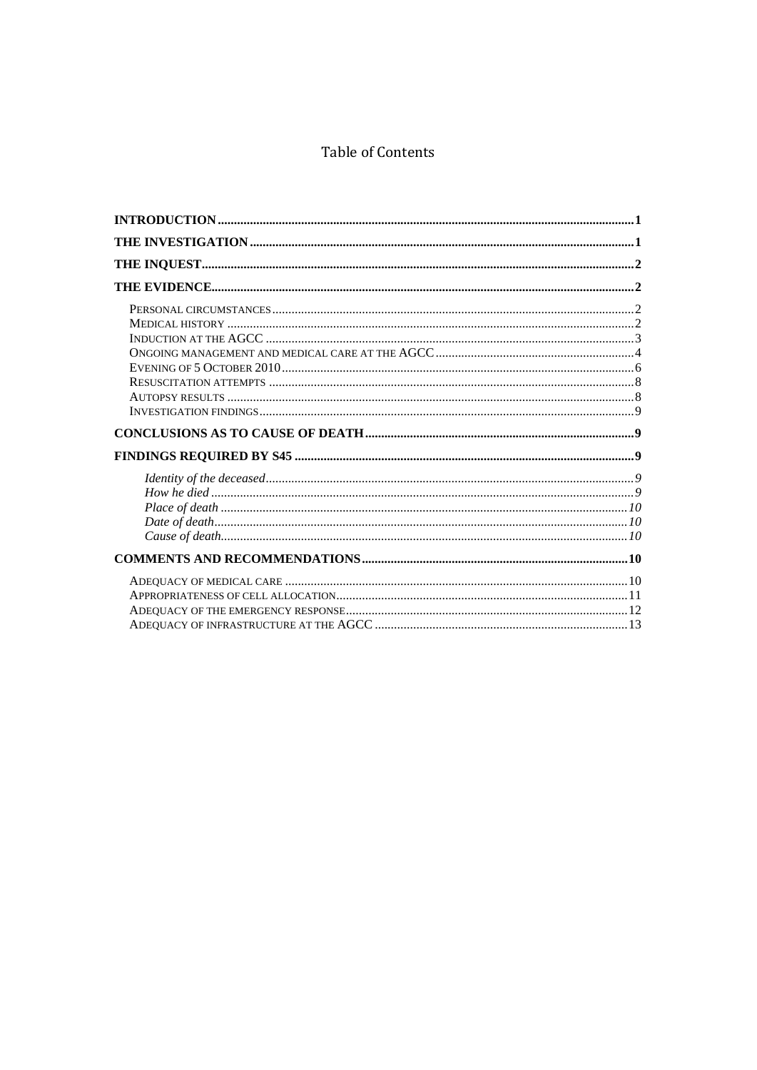# Table of Contents

- **INTRODUCTION** ..... 1
- **THE INVESTIGATION** ..... 1
- **THE INQUEST** ..... 2
- **THE EVIDENCE** ..... 2
  - PERSONAL CIRCUMSTANCES ..... 2
  - MEDICAL HISTORY ..... 2
  - INDUCTION AT THE AGCC ..... 3
  - ONGOING MANAGEMENT AND MEDICAL CARE AT THE AGCC ..... 4
  - EVENING OF 5 OCTOBER 2010 ..... 6
  - RESUSCITATION ATTEMPTS ..... 8
  - AUTOPSY RESULTS ..... 8
  - INVESTIGATION FINDINGS ..... 9
- **CONCLUSIONS AS TO CAUSE OF DEATH** ..... 9
- **FINDINGS REQUIRED BY S45** ..... 9
  - *Identity of the deceased* ..... *9*
  - *How he died* ..... *9*
  - *Place of death* ..... *10*
  - *Date of death* ..... *10*
  - *Cause of death* ..... *10*
- **COMMENTS AND RECOMMENDATIONS** ..... 10
  - ADEQUACY OF MEDICAL CARE ..... 10
  - APPROPRIATENESS OF CELL ALLOCATION ..... 11
  - ADEQUACY OF THE EMERGENCY RESPONSE ..... 12
  - ADEQUACY OF INFRASTRUCTURE AT THE AGCC ..... 13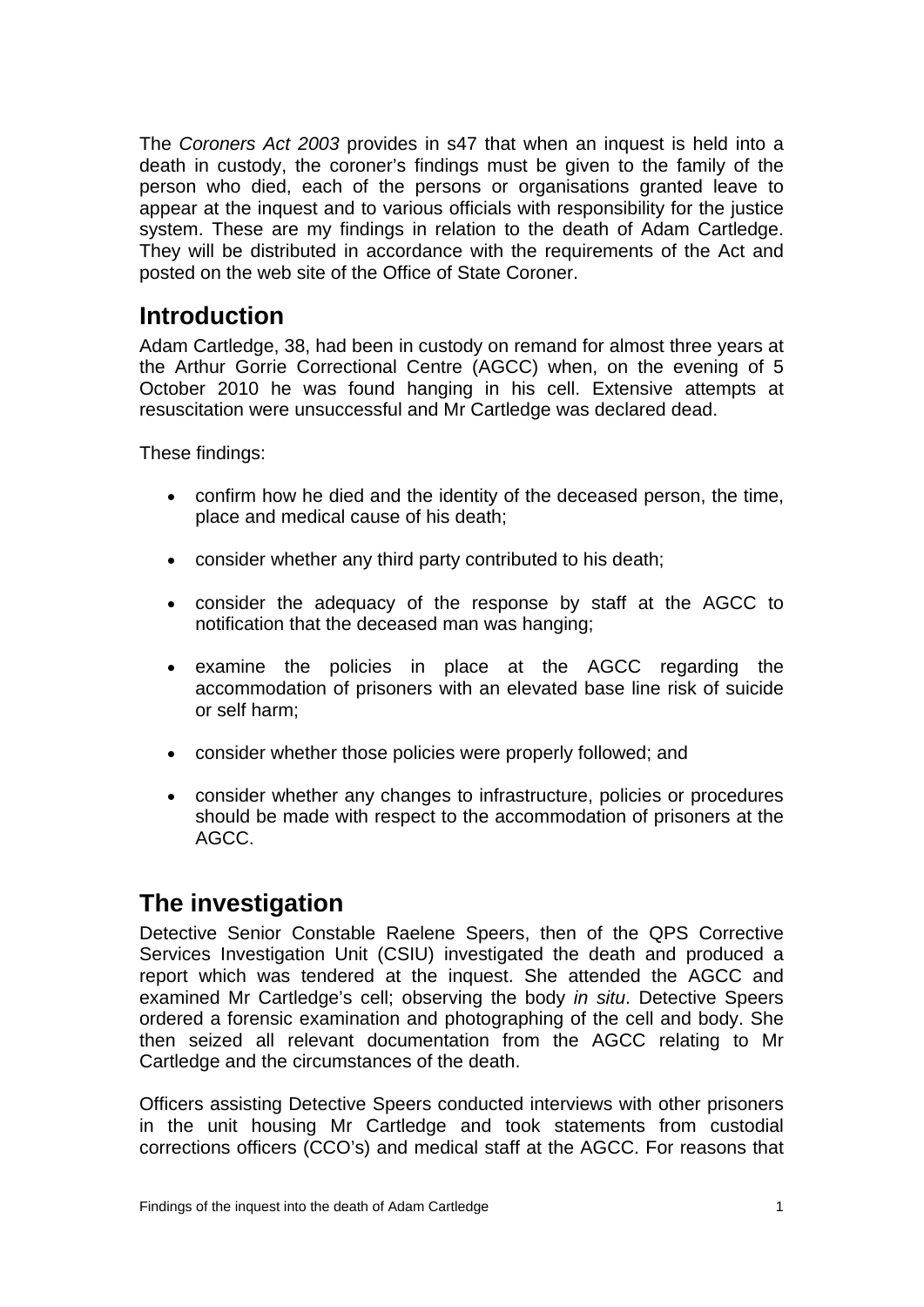The *Coroners Act 2003* provides in s47 that when an inquest is held into a death in custody, the coroner's findings must be given to the family of the person who died, each of the persons or organisations granted leave to appear at the inquest and to various officials with responsibility for the justice system. These are my findings in relation to the death of Adam Cartledge. They will be distributed in accordance with the requirements of the Act and posted on the web site of the Office of State Coroner.

## Introduction

Adam Cartledge, 38, had been in custody on remand for almost three years at the Arthur Gorrie Correctional Centre (AGCC) when, on the evening of 5 October 2010 he was found hanging in his cell. Extensive attempts at resuscitation were unsuccessful and Mr Cartledge was declared dead.

These findings:

- confirm how he died and the identity of the deceased person, the time, place and medical cause of his death;
- consider whether any third party contributed to his death;
- consider the adequacy of the response by staff at the AGCC to notification that the deceased man was hanging;
- examine the policies in place at the AGCC regarding the accommodation of prisoners with an elevated base line risk of suicide or self harm;
- consider whether those policies were properly followed; and
- consider whether any changes to infrastructure, policies or procedures should be made with respect to the accommodation of prisoners at the AGCC.

## The investigation

Detective Senior Constable Raelene Speers, then of the QPS Corrective Services Investigation Unit (CSIU) investigated the death and produced a report which was tendered at the inquest. She attended the AGCC and examined Mr Cartledge's cell; observing the body *in situ*. Detective Speers ordered a forensic examination and photographing of the cell and body. She then seized all relevant documentation from the AGCC relating to Mr Cartledge and the circumstances of the death.

Officers assisting Detective Speers conducted interviews with other prisoners in the unit housing Mr Cartledge and took statements from custodial corrections officers (CCO's) and medical staff at the AGCC. For reasons that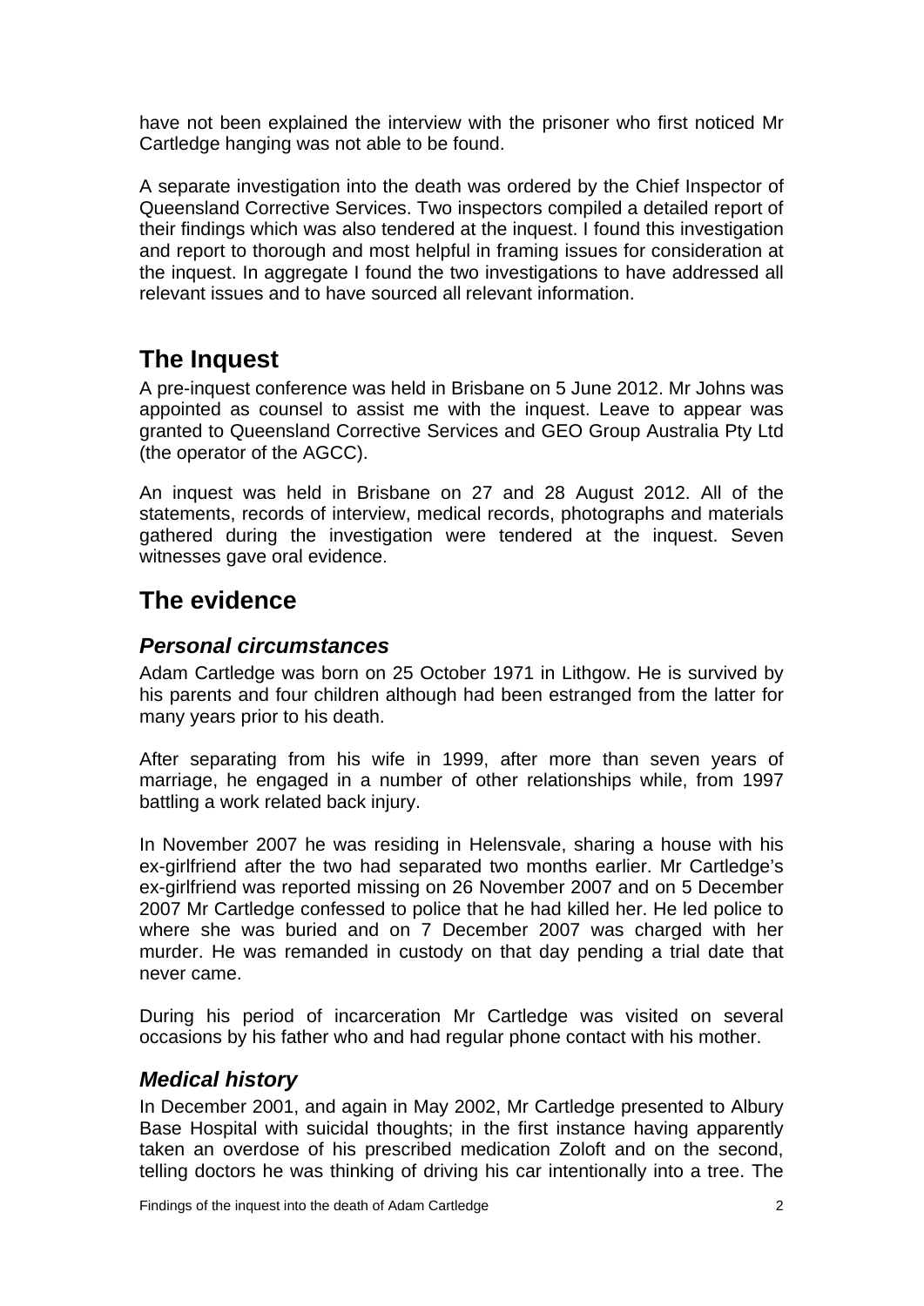have not been explained the interview with the prisoner who first noticed Mr Cartledge hanging was not able to be found.

A separate investigation into the death was ordered by the Chief Inspector of Queensland Corrective Services. Two inspectors compiled a detailed report of their findings which was also tendered at the inquest. I found this investigation and report to thorough and most helpful in framing issues for consideration at the inquest. In aggregate I found the two investigations to have addressed all relevant issues and to have sourced all relevant information.

## The Inquest

A pre-inquest conference was held in Brisbane on 5 June 2012. Mr Johns was appointed as counsel to assist me with the inquest. Leave to appear was granted to Queensland Corrective Services and GEO Group Australia Pty Ltd (the operator of the AGCC).

An inquest was held in Brisbane on 27 and 28 August 2012. All of the statements, records of interview, medical records, photographs and materials gathered during the investigation were tendered at the inquest. Seven witnesses gave oral evidence.

## The evidence

### *Personal circumstances*

Adam Cartledge was born on 25 October 1971 in Lithgow. He is survived by his parents and four children although had been estranged from the latter for many years prior to his death.

After separating from his wife in 1999, after more than seven years of marriage, he engaged in a number of other relationships while, from 1997 battling a work related back injury.

In November 2007 he was residing in Helensvale, sharing a house with his ex-girlfriend after the two had separated two months earlier. Mr Cartledge's ex-girlfriend was reported missing on 26 November 2007 and on 5 December 2007 Mr Cartledge confessed to police that he had killed her. He led police to where she was buried and on 7 December 2007 was charged with her murder. He was remanded in custody on that day pending a trial date that never came.

During his period of incarceration Mr Cartledge was visited on several occasions by his father who and had regular phone contact with his mother.

### *Medical history*

In December 2001, and again in May 2002, Mr Cartledge presented to Albury Base Hospital with suicidal thoughts; in the first instance having apparently taken an overdose of his prescribed medication Zoloft and on the second, telling doctors he was thinking of driving his car intentionally into a tree. The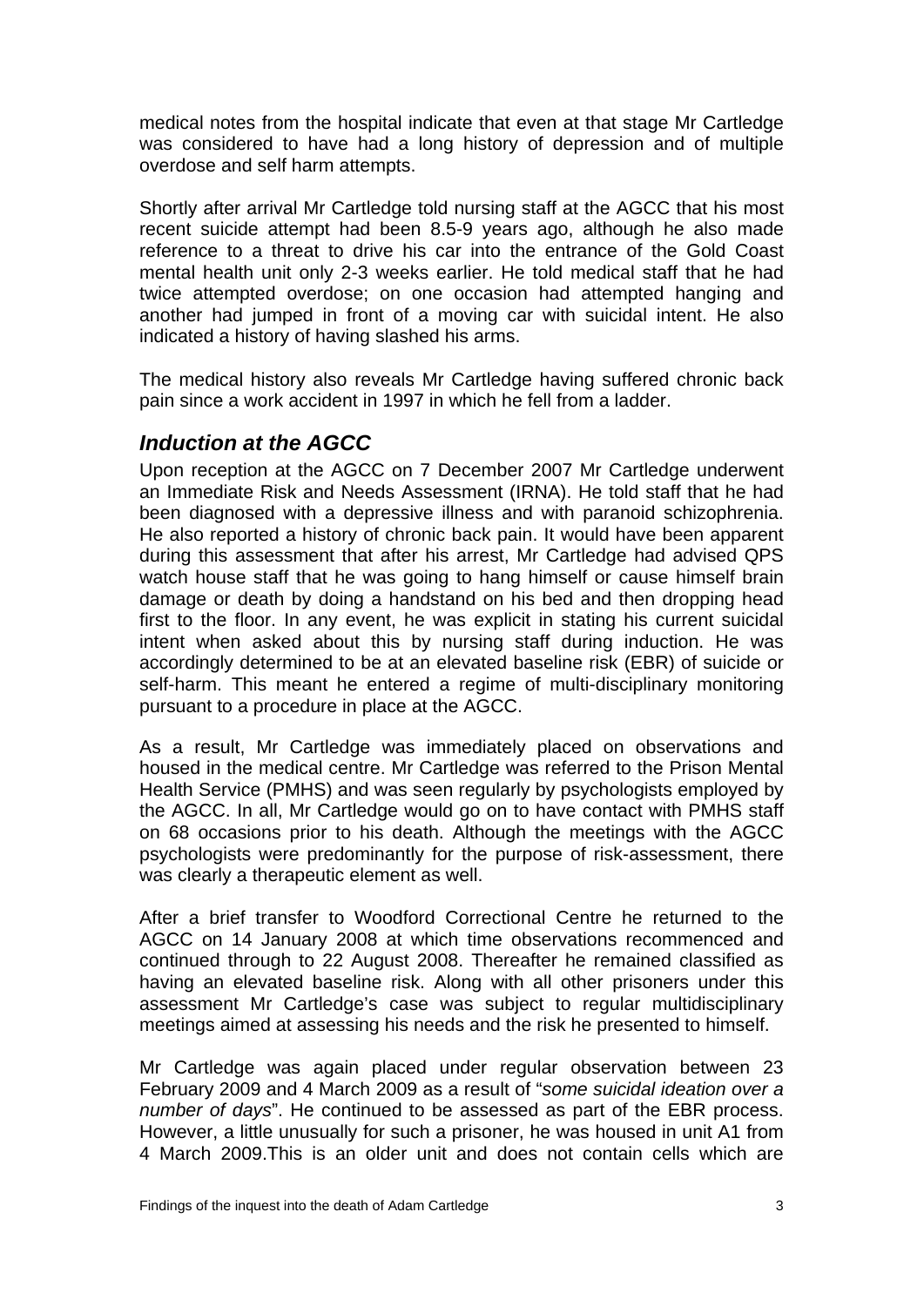medical notes from the hospital indicate that even at that stage Mr Cartledge was considered to have had a long history of depression and of multiple overdose and self harm attempts.

Shortly after arrival Mr Cartledge told nursing staff at the AGCC that his most recent suicide attempt had been 8.5-9 years ago, although he also made reference to a threat to drive his car into the entrance of the Gold Coast mental health unit only 2-3 weeks earlier. He told medical staff that he had twice attempted overdose; on one occasion had attempted hanging and another had jumped in front of a moving car with suicidal intent. He also indicated a history of having slashed his arms.

The medical history also reveals Mr Cartledge having suffered chronic back pain since a work accident in 1997 in which he fell from a ladder.

## *Induction at the AGCC*

Upon reception at the AGCC on 7 December 2007 Mr Cartledge underwent an Immediate Risk and Needs Assessment (IRNA). He told staff that he had been diagnosed with a depressive illness and with paranoid schizophrenia. He also reported a history of chronic back pain. It would have been apparent during this assessment that after his arrest, Mr Cartledge had advised QPS watch house staff that he was going to hang himself or cause himself brain damage or death by doing a handstand on his bed and then dropping head first to the floor. In any event, he was explicit in stating his current suicidal intent when asked about this by nursing staff during induction. He was accordingly determined to be at an elevated baseline risk (EBR) of suicide or self-harm. This meant he entered a regime of multi-disciplinary monitoring pursuant to a procedure in place at the AGCC.

As a result, Mr Cartledge was immediately placed on observations and housed in the medical centre. Mr Cartledge was referred to the Prison Mental Health Service (PMHS) and was seen regularly by psychologists employed by the AGCC. In all, Mr Cartledge would go on to have contact with PMHS staff on 68 occasions prior to his death. Although the meetings with the AGCC psychologists were predominantly for the purpose of risk-assessment, there was clearly a therapeutic element as well.

After a brief transfer to Woodford Correctional Centre he returned to the AGCC on 14 January 2008 at which time observations recommenced and continued through to 22 August 2008. Thereafter he remained classified as having an elevated baseline risk. Along with all other prisoners under this assessment Mr Cartledge's case was subject to regular multidisciplinary meetings aimed at assessing his needs and the risk he presented to himself.

Mr Cartledge was again placed under regular observation between 23 February 2009 and 4 March 2009 as a result of "*some suicidal ideation over a number of days*". He continued to be assessed as part of the EBR process. However, a little unusually for such a prisoner, he was housed in unit A1 from 4 March 2009.This is an older unit and does not contain cells which are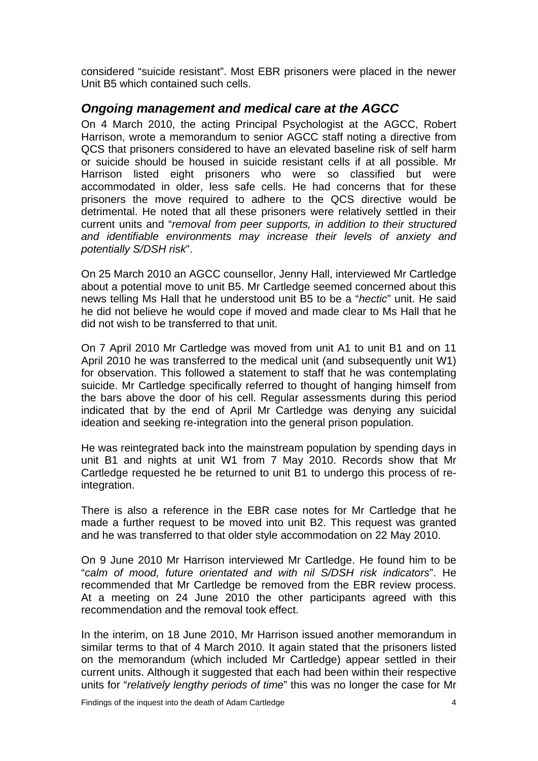considered "suicide resistant". Most EBR prisoners were placed in the newer Unit B5 which contained such cells.

## *Ongoing management and medical care at the AGCC*

On 4 March 2010, the acting Principal Psychologist at the AGCC, Robert Harrison, wrote a memorandum to senior AGCC staff noting a directive from QCS that prisoners considered to have an elevated baseline risk of self harm or suicide should be housed in suicide resistant cells if at all possible. Mr Harrison listed eight prisoners who were so classified but were accommodated in older, less safe cells. He had concerns that for these prisoners the move required to adhere to the QCS directive would be detrimental. He noted that all these prisoners were relatively settled in their current units and "*removal from peer supports, in addition to their structured and identifiable environments may increase their levels of anxiety and potentially S/DSH risk*".

On 25 March 2010 an AGCC counsellor, Jenny Hall, interviewed Mr Cartledge about a potential move to unit B5. Mr Cartledge seemed concerned about this news telling Ms Hall that he understood unit B5 to be a "*hectic*" unit. He said he did not believe he would cope if moved and made clear to Ms Hall that he did not wish to be transferred to that unit.

On 7 April 2010 Mr Cartledge was moved from unit A1 to unit B1 and on 11 April 2010 he was transferred to the medical unit (and subsequently unit W1) for observation. This followed a statement to staff that he was contemplating suicide. Mr Cartledge specifically referred to thought of hanging himself from the bars above the door of his cell. Regular assessments during this period indicated that by the end of April Mr Cartledge was denying any suicidal ideation and seeking re-integration into the general prison population.

He was reintegrated back into the mainstream population by spending days in unit B1 and nights at unit W1 from 7 May 2010. Records show that Mr Cartledge requested he be returned to unit B1 to undergo this process of re-integration.

There is also a reference in the EBR case notes for Mr Cartledge that he made a further request to be moved into unit B2. This request was granted and he was transferred to that older style accommodation on 22 May 2010.

On 9 June 2010 Mr Harrison interviewed Mr Cartledge. He found him to be "*calm of mood, future orientated and with nil S/DSH risk indicators*". He recommended that Mr Cartledge be removed from the EBR review process. At a meeting on 24 June 2010 the other participants agreed with this recommendation and the removal took effect.

In the interim, on 18 June 2010, Mr Harrison issued another memorandum in similar terms to that of 4 March 2010. It again stated that the prisoners listed on the memorandum (which included Mr Cartledge) appear settled in their current units. Although it suggested that each had been within their respective units for "*relatively lengthy periods of time*" this was no longer the case for Mr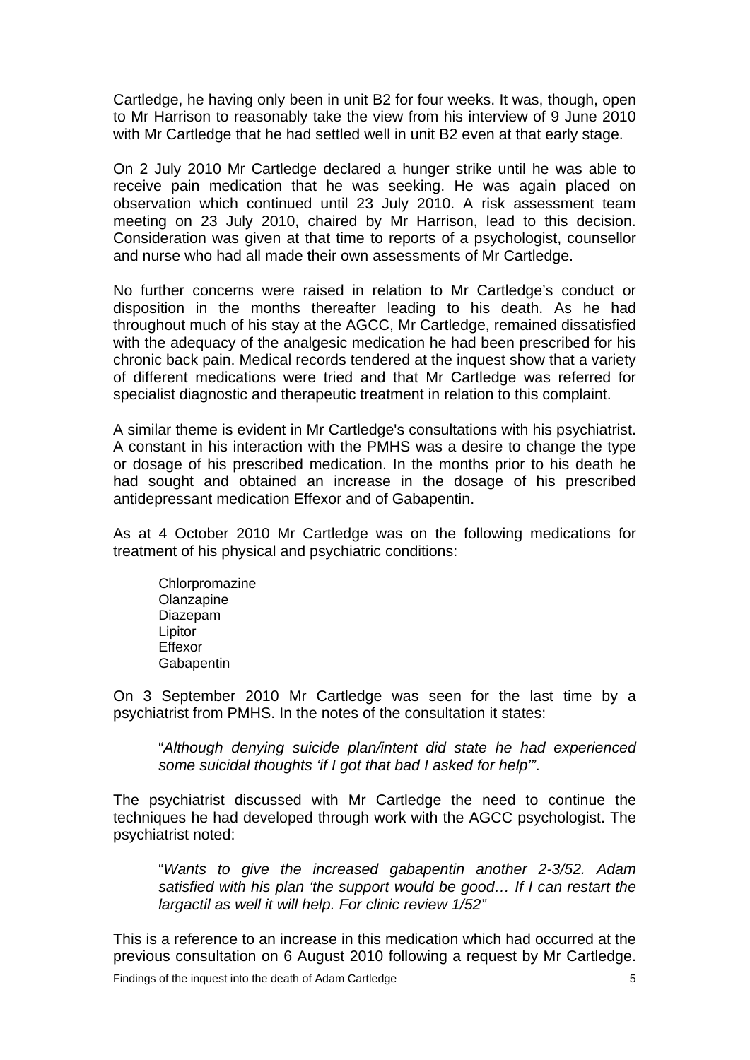Cartledge, he having only been in unit B2 for four weeks. It was, though, open to Mr Harrison to reasonably take the view from his interview of 9 June 2010 with Mr Cartledge that he had settled well in unit B2 even at that early stage.

On 2 July 2010 Mr Cartledge declared a hunger strike until he was able to receive pain medication that he was seeking. He was again placed on observation which continued until 23 July 2010. A risk assessment team meeting on 23 July 2010, chaired by Mr Harrison, lead to this decision. Consideration was given at that time to reports of a psychologist, counsellor and nurse who had all made their own assessments of Mr Cartledge.

No further concerns were raised in relation to Mr Cartledge's conduct or disposition in the months thereafter leading to his death. As he had throughout much of his stay at the AGCC, Mr Cartledge, remained dissatisfied with the adequacy of the analgesic medication he had been prescribed for his chronic back pain. Medical records tendered at the inquest show that a variety of different medications were tried and that Mr Cartledge was referred for specialist diagnostic and therapeutic treatment in relation to this complaint.

A similar theme is evident in Mr Cartledge's consultations with his psychiatrist. A constant in his interaction with the PMHS was a desire to change the type or dosage of his prescribed medication. In the months prior to his death he had sought and obtained an increase in the dosage of his prescribed antidepressant medication Effexor and of Gabapentin.

As at 4 October 2010 Mr Cartledge was on the following medications for treatment of his physical and psychiatric conditions:

Chlorpromazine
Olanzapine
Diazepam
Lipitor
Effexor
Gabapentin

On 3 September 2010 Mr Cartledge was seen for the last time by a psychiatrist from PMHS. In the notes of the consultation it states:

> "*Although denying suicide plan/intent did state he had experienced some suicidal thoughts 'if I got that bad I asked for help'*".

The psychiatrist discussed with Mr Cartledge the need to continue the techniques he had developed through work with the AGCC psychologist. The psychiatrist noted:

> "*Wants to give the increased gabapentin another 2-3/52. Adam satisfied with his plan 'the support would be good… If I can restart the largactil as well it will help. For clinic review 1/52"*

This is a reference to an increase in this medication which had occurred at the previous consultation on 6 August 2010 following a request by Mr Cartledge.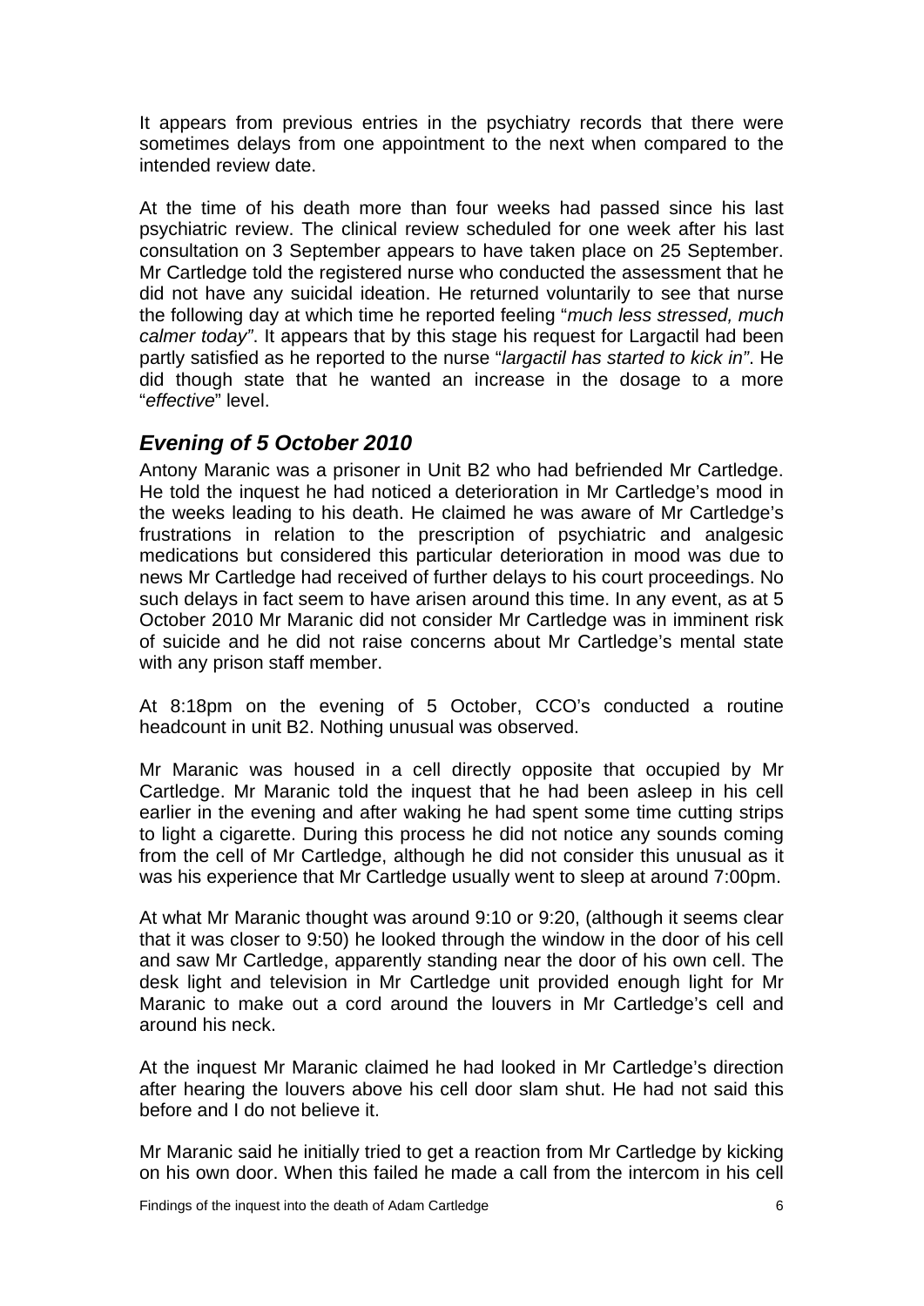It appears from previous entries in the psychiatry records that there were sometimes delays from one appointment to the next when compared to the intended review date.

At the time of his death more than four weeks had passed since his last psychiatric review. The clinical review scheduled for one week after his last consultation on 3 September appears to have taken place on 25 September. Mr Cartledge told the registered nurse who conducted the assessment that he did not have any suicidal ideation. He returned voluntarily to see that nurse the following day at which time he reported feeling "*much less stressed, much calmer today*". It appears that by this stage his request for Largactil had been partly satisfied as he reported to the nurse "*largactil has started to kick in*". He did though state that he wanted an increase in the dosage to a more "*effective*" level.

## *Evening of 5 October 2010*

Antony Maranic was a prisoner in Unit B2 who had befriended Mr Cartledge. He told the inquest he had noticed a deterioration in Mr Cartledge's mood in the weeks leading to his death. He claimed he was aware of Mr Cartledge's frustrations in relation to the prescription of psychiatric and analgesic medications but considered this particular deterioration in mood was due to news Mr Cartledge had received of further delays to his court proceedings. No such delays in fact seem to have arisen around this time. In any event, as at 5 October 2010 Mr Maranic did not consider Mr Cartledge was in imminent risk of suicide and he did not raise concerns about Mr Cartledge's mental state with any prison staff member.

At 8:18pm on the evening of 5 October, CCO's conducted a routine headcount in unit B2. Nothing unusual was observed.

Mr Maranic was housed in a cell directly opposite that occupied by Mr Cartledge. Mr Maranic told the inquest that he had been asleep in his cell earlier in the evening and after waking he had spent some time cutting strips to light a cigarette. During this process he did not notice any sounds coming from the cell of Mr Cartledge, although he did not consider this unusual as it was his experience that Mr Cartledge usually went to sleep at around 7:00pm.

At what Mr Maranic thought was around 9:10 or 9:20, (although it seems clear that it was closer to 9:50) he looked through the window in the door of his cell and saw Mr Cartledge, apparently standing near the door of his own cell. The desk light and television in Mr Cartledge unit provided enough light for Mr Maranic to make out a cord around the louvers in Mr Cartledge's cell and around his neck.

At the inquest Mr Maranic claimed he had looked in Mr Cartledge's direction after hearing the louvers above his cell door slam shut. He had not said this before and I do not believe it.

Mr Maranic said he initially tried to get a reaction from Mr Cartledge by kicking on his own door. When this failed he made a call from the intercom in his cell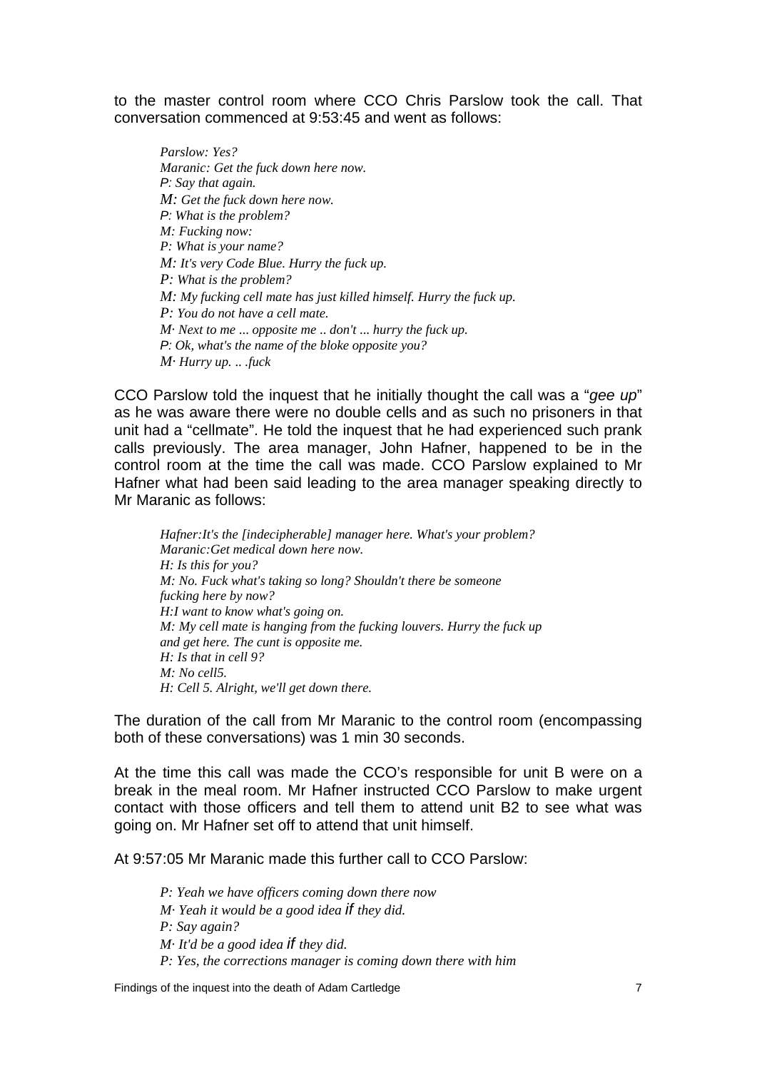to the master control room where CCO Chris Parslow took the call. That conversation commenced at 9:53:45 and went as follows:

> *Parslow: Yes?*
> *Maranic: Get the fuck down here now.*
> *P: Say that again.*
> *M: Get the fuck down here now.*
> *P: What is the problem?*
> *M: Fucking now:*
> *P: What is your name?*
> *M: It's very Code Blue. Hurry the fuck up.*
> *P: What is the problem?*
> *M: My fucking cell mate has just killed himself. Hurry the fuck up.*
> *P: You do not have a cell mate.*
> *M· Next to me ... opposite me .. don't ... hurry the fuck up.*
> *P: Ok, what's the name of the bloke opposite you?*
> *M· Hurry up. .. .fuck*

CCO Parslow told the inquest that he initially thought the call was a "*gee up*" as he was aware there were no double cells and as such no prisoners in that unit had a "cellmate". He told the inquest that he had experienced such prank calls previously. The area manager, John Hafner, happened to be in the control room at the time the call was made. CCO Parslow explained to Mr Hafner what had been said leading to the area manager speaking directly to Mr Maranic as follows:

> *Hafner:It's the [indecipherable] manager here. What's your problem?*
> *Maranic:Get medical down here now.*
> *H: Is this for you?*
> *M: No. Fuck what's taking so long? Shouldn't there be someone fucking here by now?*
> *H:I want to know what's going on.*
> *M: My cell mate is hanging from the fucking louvers. Hurry the fuck up and get here. The cunt is opposite me.*
> *H: Is that in cell 9?*
> *M: No cell5.*
> *H: Cell 5. Alright, we'll get down there.*

The duration of the call from Mr Maranic to the control room (encompassing both of these conversations) was 1 min 30 seconds.

At the time this call was made the CCO's responsible for unit B were on a break in the meal room. Mr Hafner instructed CCO Parslow to make urgent contact with those officers and tell them to attend unit B2 to see what was going on. Mr Hafner set off to attend that unit himself.

At 9:57:05 Mr Maranic made this further call to CCO Parslow:

> *P: Yeah we have officers coming down there now*
> *M· Yeah it would be a good idea if they did.*
> *P: Say again?*
> *M· It'd be a good idea if they did.*
> *P: Yes, the corrections manager is coming down there with him*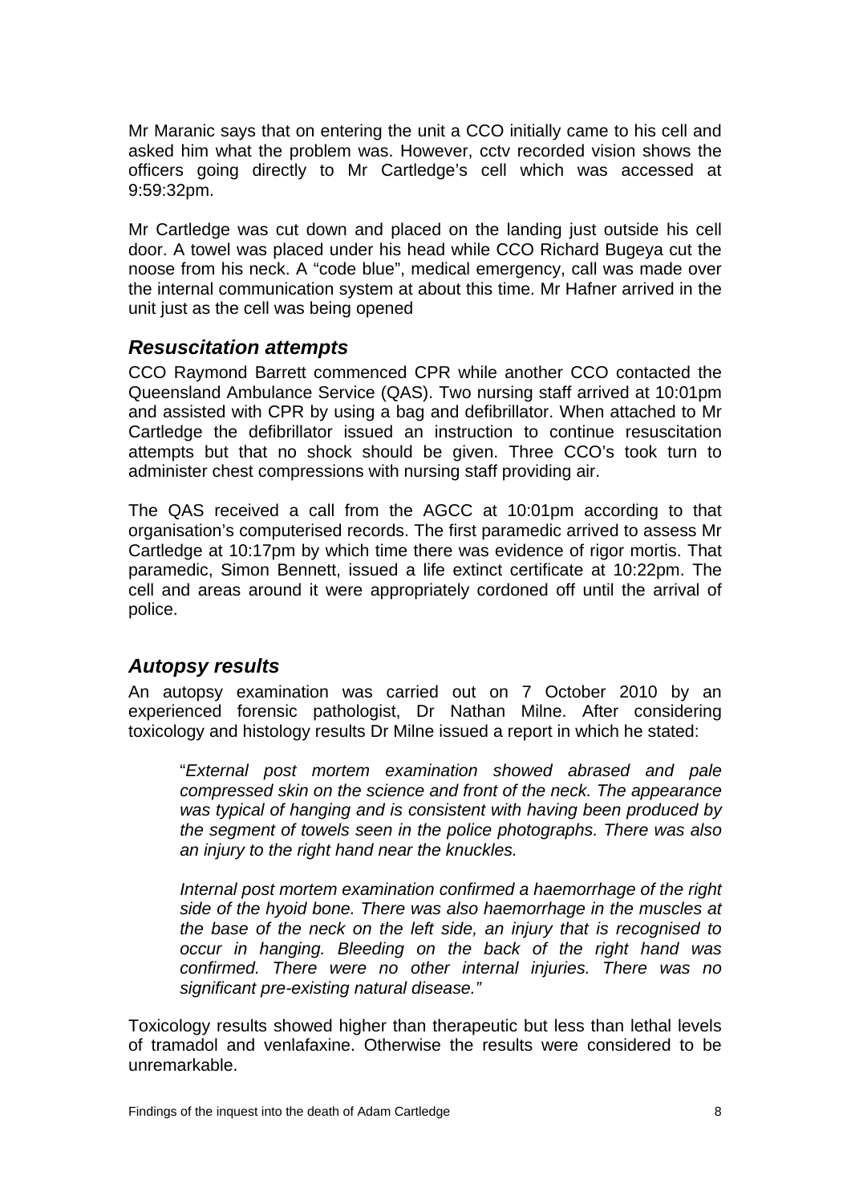Mr Maranic says that on entering the unit a CCO initially came to his cell and asked him what the problem was. However, cctv recorded vision shows the officers going directly to Mr Cartledge's cell which was accessed at 9:59:32pm.

Mr Cartledge was cut down and placed on the landing just outside his cell door. A towel was placed under his head while CCO Richard Bugeya cut the noose from his neck. A "code blue", medical emergency, call was made over the internal communication system at about this time. Mr Hafner arrived in the unit just as the cell was being opened

## *Resuscitation attempts*

CCO Raymond Barrett commenced CPR while another CCO contacted the Queensland Ambulance Service (QAS). Two nursing staff arrived at 10:01pm and assisted with CPR by using a bag and defibrillator. When attached to Mr Cartledge the defibrillator issued an instruction to continue resuscitation attempts but that no shock should be given. Three CCO's took turn to administer chest compressions with nursing staff providing air.

The QAS received a call from the AGCC at 10:01pm according to that organisation's computerised records. The first paramedic arrived to assess Mr Cartledge at 10:17pm by which time there was evidence of rigor mortis. That paramedic, Simon Bennett, issued a life extinct certificate at 10:22pm. The cell and areas around it were appropriately cordoned off until the arrival of police.

## *Autopsy results*

An autopsy examination was carried out on 7 October 2010 by an experienced forensic pathologist, Dr Nathan Milne. After considering toxicology and histology results Dr Milne issued a report in which he stated:

> "*External post mortem examination showed abrased and pale compressed skin on the science and front of the neck. The appearance was typical of hanging and is consistent with having been produced by the segment of towels seen in the police photographs. There was also an injury to the right hand near the knuckles.*
>
> *Internal post mortem examination confirmed a haemorrhage of the right side of the hyoid bone. There was also haemorrhage in the muscles at the base of the neck on the left side, an injury that is recognised to occur in hanging. Bleeding on the back of the right hand was confirmed. There were no other internal injuries. There was no significant pre-existing natural disease."*

Toxicology results showed higher than therapeutic but less than lethal levels of tramadol and venlafaxine. Otherwise the results were considered to be unremarkable.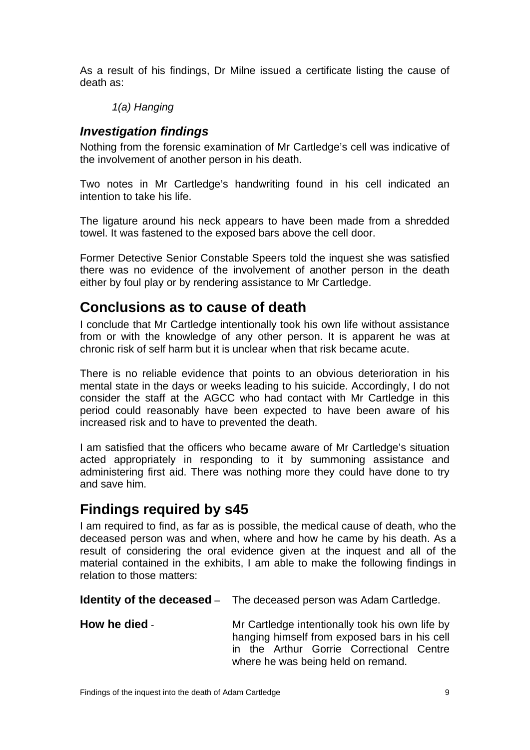As a result of his findings, Dr Milne issued a certificate listing the cause of death as:

*1(a) Hanging*

### *Investigation findings*

Nothing from the forensic examination of Mr Cartledge's cell was indicative of the involvement of another person in his death.

Two notes in Mr Cartledge's handwriting found in his cell indicated an intention to take his life.

The ligature around his neck appears to have been made from a shredded towel. It was fastened to the exposed bars above the cell door.

Former Detective Senior Constable Speers told the inquest she was satisfied there was no evidence of the involvement of another person in the death either by foul play or by rendering assistance to Mr Cartledge.

## Conclusions as to cause of death

I conclude that Mr Cartledge intentionally took his own life without assistance from or with the knowledge of any other person. It is apparent he was at chronic risk of self harm but it is unclear when that risk became acute.

There is no reliable evidence that points to an obvious deterioration in his mental state in the days or weeks leading to his suicide. Accordingly, I do not consider the staff at the AGCC who had contact with Mr Cartledge in this period could reasonably have been expected to have been aware of his increased risk and to have to prevented the death.

I am satisfied that the officers who became aware of Mr Cartledge's situation acted appropriately in responding to it by summoning assistance and administering first aid. There was nothing more they could have done to try and save him.

## Findings required by s45

I am required to find, as far as is possible, the medical cause of death, who the deceased person was and when, where and how he came by his death. As a result of considering the oral evidence given at the inquest and all of the material contained in the exhibits, I am able to make the following findings in relation to those matters:

**Identity of the deceased** – The deceased person was Adam Cartledge.

**How he died** - Mr Cartledge intentionally took his own life by hanging himself from exposed bars in his cell in the Arthur Gorrie Correctional Centre where he was being held on remand.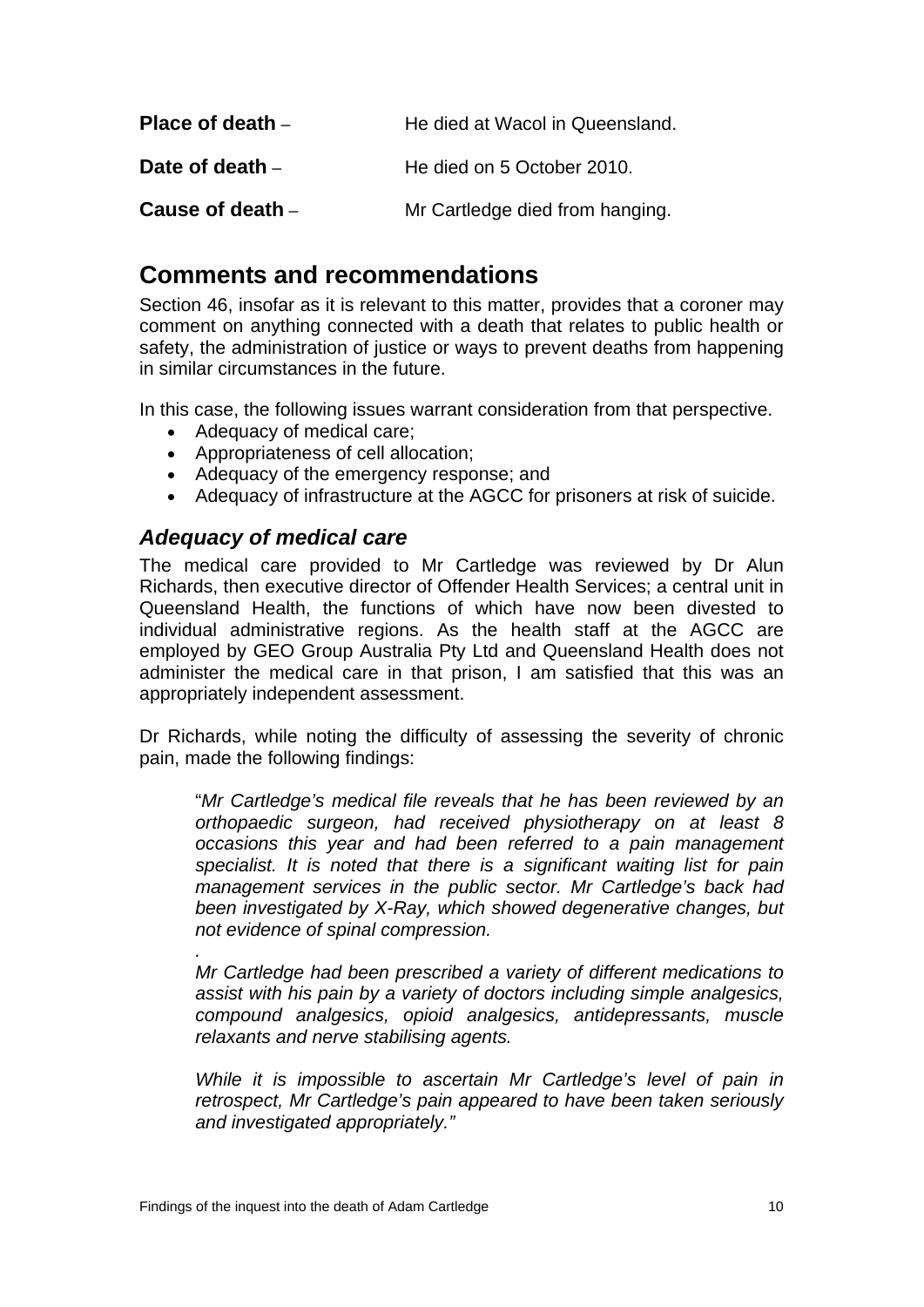**Place of death** – He died at Wacol in Queensland.

**Date of death** – He died on 5 October 2010.

**Cause of death** – Mr Cartledge died from hanging.

## Comments and recommendations

Section 46, insofar as it is relevant to this matter, provides that a coroner may comment on anything connected with a death that relates to public health or safety, the administration of justice or ways to prevent deaths from happening in similar circumstances in the future.

In this case, the following issues warrant consideration from that perspective.

- Adequacy of medical care;
- Appropriateness of cell allocation;
- Adequacy of the emergency response; and
- Adequacy of infrastructure at the AGCC for prisoners at risk of suicide.

### *Adequacy of medical care*

The medical care provided to Mr Cartledge was reviewed by Dr Alun Richards, then executive director of Offender Health Services; a central unit in Queensland Health, the functions of which have now been divested to individual administrative regions. As the health staff at the AGCC are employed by GEO Group Australia Pty Ltd and Queensland Health does not administer the medical care in that prison, I am satisfied that this was an appropriately independent assessment.

Dr Richards, while noting the difficulty of assessing the severity of chronic pain, made the following findings:

> "*Mr Cartledge's medical file reveals that he has been reviewed by an orthopaedic surgeon, had received physiotherapy on at least 8 occasions this year and had been referred to a pain management specialist. It is noted that there is a significant waiting list for pain management services in the public sector. Mr Cartledge's back had been investigated by X-Ray, which showed degenerative changes, but not evidence of spinal compression.*
>
> .
>
> *Mr Cartledge had been prescribed a variety of different medications to assist with his pain by a variety of doctors including simple analgesics, compound analgesics, opioid analgesics, antidepressants, muscle relaxants and nerve stabilising agents.*
>
> *While it is impossible to ascertain Mr Cartledge's level of pain in retrospect, Mr Cartledge's pain appeared to have been taken seriously and investigated appropriately."*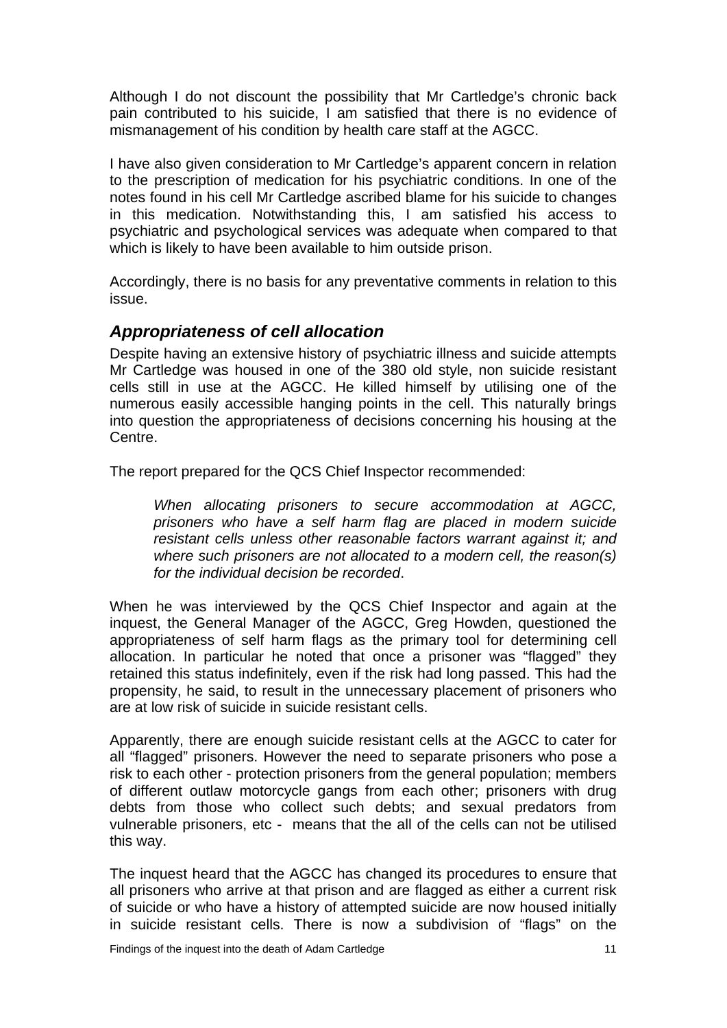Although I do not discount the possibility that Mr Cartledge's chronic back pain contributed to his suicide, I am satisfied that there is no evidence of mismanagement of his condition by health care staff at the AGCC.

I have also given consideration to Mr Cartledge's apparent concern in relation to the prescription of medication for his psychiatric conditions. In one of the notes found in his cell Mr Cartledge ascribed blame for his suicide to changes in this medication. Notwithstanding this, I am satisfied his access to psychiatric and psychological services was adequate when compared to that which is likely to have been available to him outside prison.

Accordingly, there is no basis for any preventative comments in relation to this issue.

## *Appropriateness of cell allocation*

Despite having an extensive history of psychiatric illness and suicide attempts Mr Cartledge was housed in one of the 380 old style, non suicide resistant cells still in use at the AGCC. He killed himself by utilising one of the numerous easily accessible hanging points in the cell. This naturally brings into question the appropriateness of decisions concerning his housing at the Centre.

The report prepared for the QCS Chief Inspector recommended:

> *When allocating prisoners to secure accommodation at AGCC, prisoners who have a self harm flag are placed in modern suicide resistant cells unless other reasonable factors warrant against it; and where such prisoners are not allocated to a modern cell, the reason(s) for the individual decision be recorded*.

When he was interviewed by the QCS Chief Inspector and again at the inquest, the General Manager of the AGCC, Greg Howden, questioned the appropriateness of self harm flags as the primary tool for determining cell allocation. In particular he noted that once a prisoner was "flagged" they retained this status indefinitely, even if the risk had long passed. This had the propensity, he said, to result in the unnecessary placement of prisoners who are at low risk of suicide in suicide resistant cells.

Apparently, there are enough suicide resistant cells at the AGCC to cater for all "flagged" prisoners. However the need to separate prisoners who pose a risk to each other - protection prisoners from the general population; members of different outlaw motorcycle gangs from each other; prisoners with drug debts from those who collect such debts; and sexual predators from vulnerable prisoners, etc - means that the all of the cells can not be utilised this way.

The inquest heard that the AGCC has changed its procedures to ensure that all prisoners who arrive at that prison and are flagged as either a current risk of suicide or who have a history of attempted suicide are now housed initially in suicide resistant cells. There is now a subdivision of "flags" on the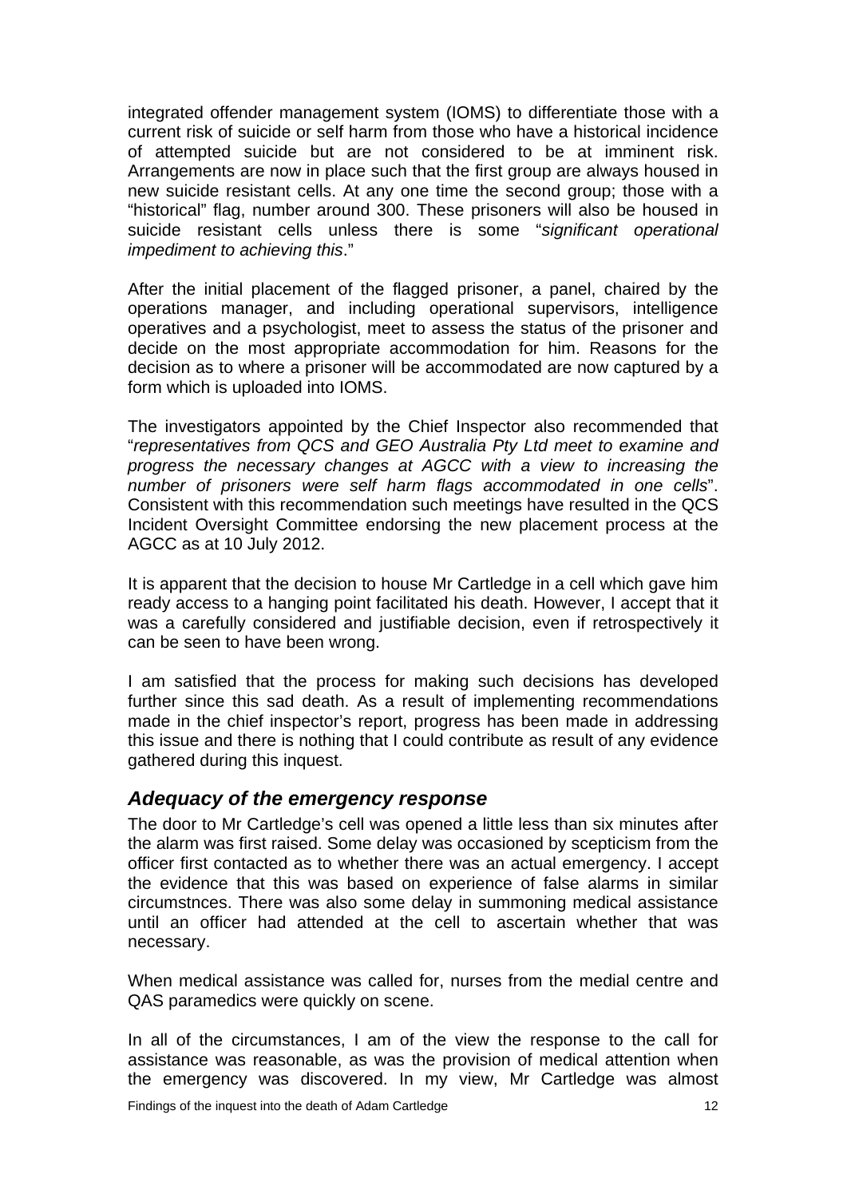integrated offender management system (IOMS) to differentiate those with a current risk of suicide or self harm from those who have a historical incidence of attempted suicide but are not considered to be at imminent risk. Arrangements are now in place such that the first group are always housed in new suicide resistant cells. At any one time the second group; those with a "historical" flag, number around 300. These prisoners will also be housed in suicide resistant cells unless there is some "*significant operational impediment to achieving this*."

After the initial placement of the flagged prisoner, a panel, chaired by the operations manager, and including operational supervisors, intelligence operatives and a psychologist, meet to assess the status of the prisoner and decide on the most appropriate accommodation for him. Reasons for the decision as to where a prisoner will be accommodated are now captured by a form which is uploaded into IOMS.

The investigators appointed by the Chief Inspector also recommended that "*representatives from QCS and GEO Australia Pty Ltd meet to examine and progress the necessary changes at AGCC with a view to increasing the number of prisoners were self harm flags accommodated in one cells*". Consistent with this recommendation such meetings have resulted in the QCS Incident Oversight Committee endorsing the new placement process at the AGCC as at 10 July 2012.

It is apparent that the decision to house Mr Cartledge in a cell which gave him ready access to a hanging point facilitated his death. However, I accept that it was a carefully considered and justifiable decision, even if retrospectively it can be seen to have been wrong.

I am satisfied that the process for making such decisions has developed further since this sad death. As a result of implementing recommendations made in the chief inspector's report, progress has been made in addressing this issue and there is nothing that I could contribute as result of any evidence gathered during this inquest.

## *Adequacy of the emergency response*

The door to Mr Cartledge's cell was opened a little less than six minutes after the alarm was first raised. Some delay was occasioned by scepticism from the officer first contacted as to whether there was an actual emergency. I accept the evidence that this was based on experience of false alarms in similar circumstnces. There was also some delay in summoning medical assistance until an officer had attended at the cell to ascertain whether that was necessary.

When medical assistance was called for, nurses from the medial centre and QAS paramedics were quickly on scene.

In all of the circumstances, I am of the view the response to the call for assistance was reasonable, as was the provision of medical attention when the emergency was discovered. In my view, Mr Cartledge was almost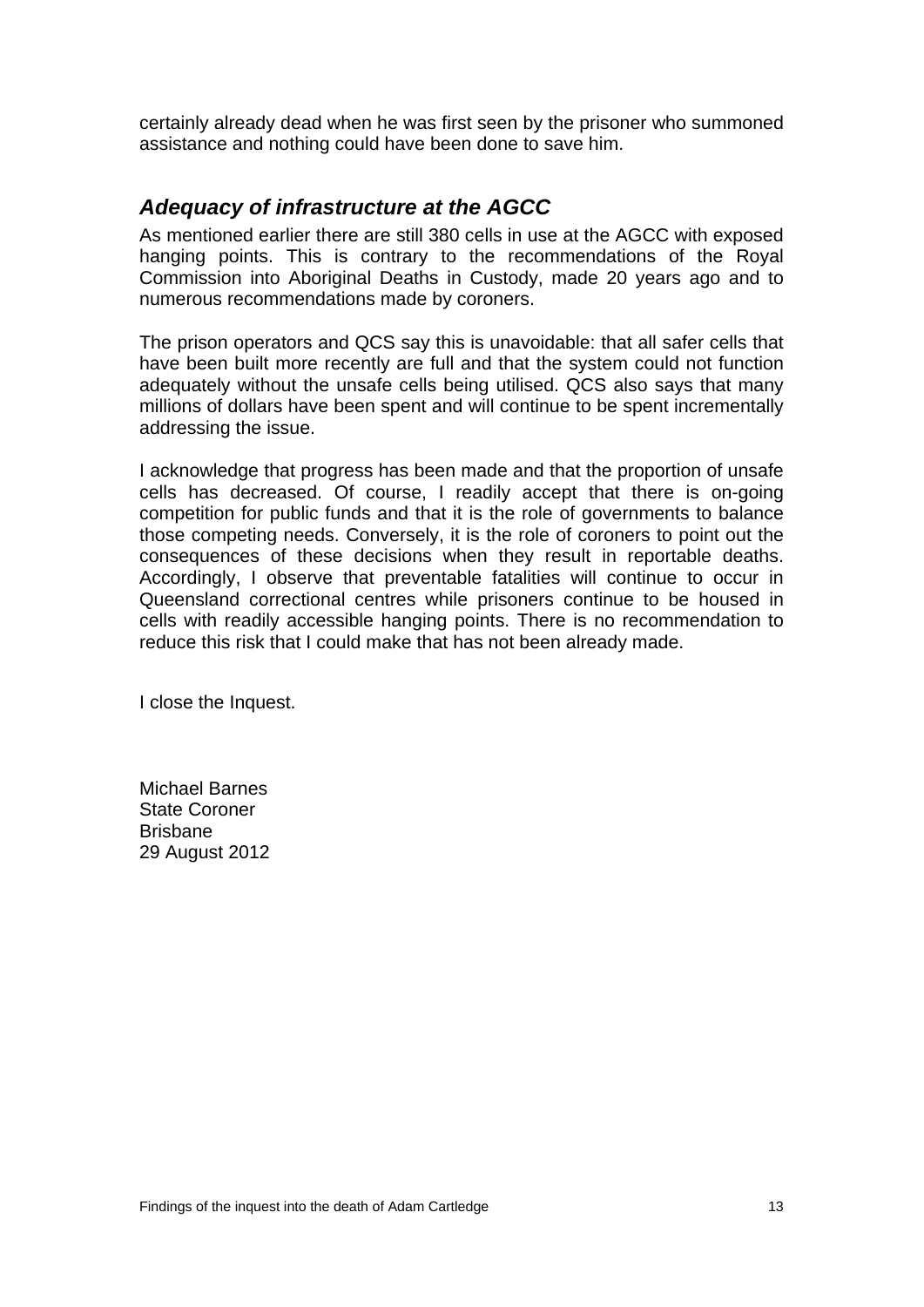certainly already dead when he was first seen by the prisoner who summoned assistance and nothing could have been done to save him.

## *Adequacy of infrastructure at the AGCC*

As mentioned earlier there are still 380 cells in use at the AGCC with exposed hanging points. This is contrary to the recommendations of the Royal Commission into Aboriginal Deaths in Custody, made 20 years ago and to numerous recommendations made by coroners.

The prison operators and QCS say this is unavoidable: that all safer cells that have been built more recently are full and that the system could not function adequately without the unsafe cells being utilised. QCS also says that many millions of dollars have been spent and will continue to be spent incrementally addressing the issue.

I acknowledge that progress has been made and that the proportion of unsafe cells has decreased. Of course, I readily accept that there is on-going competition for public funds and that it is the role of governments to balance those competing needs. Conversely, it is the role of coroners to point out the consequences of these decisions when they result in reportable deaths. Accordingly, I observe that preventable fatalities will continue to occur in Queensland correctional centres while prisoners continue to be housed in cells with readily accessible hanging points. There is no recommendation to reduce this risk that I could make that has not been already made.

I close the Inquest.

Michael Barnes
State Coroner
Brisbane
29 August 2012